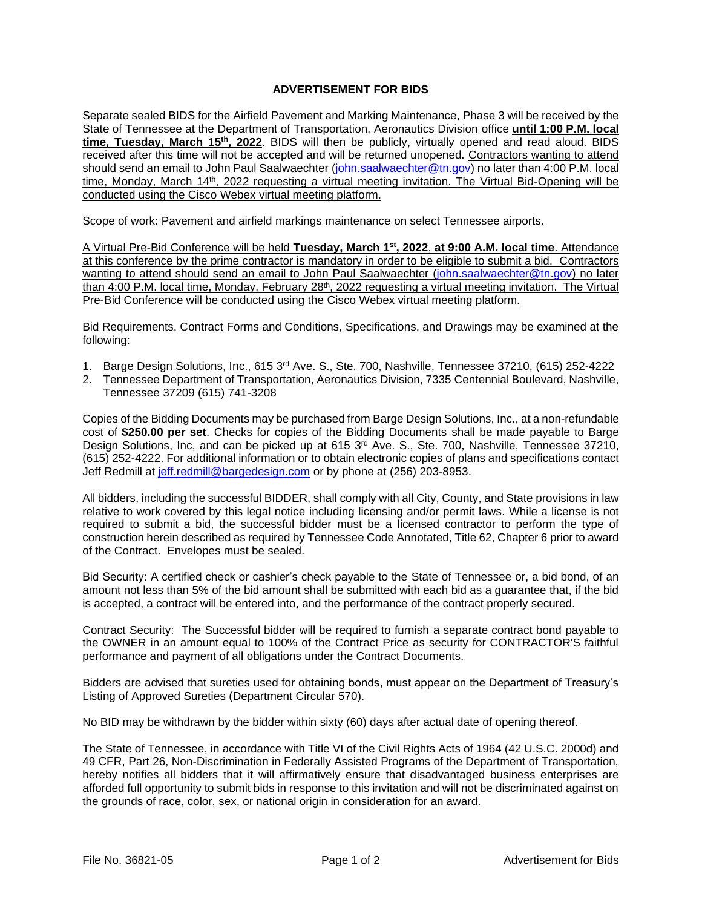# ADVERTISEMENT FOR BIDS

Separate sealed BIDS for the Airfield Pavement and Marking Maintenance, Phase 3 will be received by the State of Tennessee at the Department of Transportation, Aeronautics Division office **until 1:00 P.M. local time, Tuesday, March 15th, 2022**. BIDS will then be publicly, virtually opened and read aloud. BIDS received after this time will not be accepted and will be returned unopened. Contractors wanting to attend should send an email to John Paul Saalwaechter (john.saalwaechter@tn.gov) no later than 4:00 P.M. local time, Monday, March 14th, 2022 requesting a virtual meeting invitation. The Virtual Bid-Opening will be conducted using the Cisco Webex virtual meeting platform.

Scope of work: Pavement and airfield markings maintenance on select Tennessee airports.

A Virtual Pre-Bid Conference will be held **Tuesday, March 1st, 2022**, **at 9:00 A.M. local time**. Attendance at this conference by the prime contractor is mandatory in order to be eligible to submit a bid. Contractors wanting to attend should send an email to John Paul Saalwaechter (john.saalwaechter@tn.gov) no later than 4:00 P.M. local time, Monday, February 28th, 2022 requesting a virtual meeting invitation. The Virtual Pre-Bid Conference will be conducted using the Cisco Webex virtual meeting platform.

Bid Requirements, Contract Forms and Conditions, Specifications, and Drawings may be examined at the following:

1. Barge Design Solutions, Inc., 615 3rd Ave. S., Ste. 700, Nashville, Tennessee 37210, (615) 252-4222
2. Tennessee Department of Transportation, Aeronautics Division, 7335 Centennial Boulevard, Nashville, Tennessee 37209 (615) 741-3208

Copies of the Bidding Documents may be purchased from Barge Design Solutions, Inc., at a non-refundable cost of **$250.00 per set**. Checks for copies of the Bidding Documents shall be made payable to Barge Design Solutions, Inc, and can be picked up at 615 3rd Ave. S., Ste. 700, Nashville, Tennessee 37210, (615) 252-4222. For additional information or to obtain electronic copies of plans and specifications contact Jeff Redmill at jeff.redmill@bargedesign.com or by phone at (256) 203-8953.

All bidders, including the successful BIDDER, shall comply with all City, County, and State provisions in law relative to work covered by this legal notice including licensing and/or permit laws. While a license is not required to submit a bid, the successful bidder must be a licensed contractor to perform the type of construction herein described as required by Tennessee Code Annotated, Title 62, Chapter 6 prior to award of the Contract. Envelopes must be sealed.

Bid Security: A certified check or cashier's check payable to the State of Tennessee or, a bid bond, of an amount not less than 5% of the bid amount shall be submitted with each bid as a guarantee that, if the bid is accepted, a contract will be entered into, and the performance of the contract properly secured.

Contract Security: The Successful bidder will be required to furnish a separate contract bond payable to the OWNER in an amount equal to 100% of the Contract Price as security for CONTRACTOR'S faithful performance and payment of all obligations under the Contract Documents.

Bidders are advised that sureties used for obtaining bonds, must appear on the Department of Treasury's Listing of Approved Sureties (Department Circular 570).

No BID may be withdrawn by the bidder within sixty (60) days after actual date of opening thereof.

The State of Tennessee, in accordance with Title VI of the Civil Rights Acts of 1964 (42 U.S.C. 2000d) and 49 CFR, Part 26, Non-Discrimination in Federally Assisted Programs of the Department of Transportation, hereby notifies all bidders that it will affirmatively ensure that disadvantaged business enterprises are afforded full opportunity to submit bids in response to this invitation and will not be discriminated against on the grounds of race, color, sex, or national origin in consideration for an award.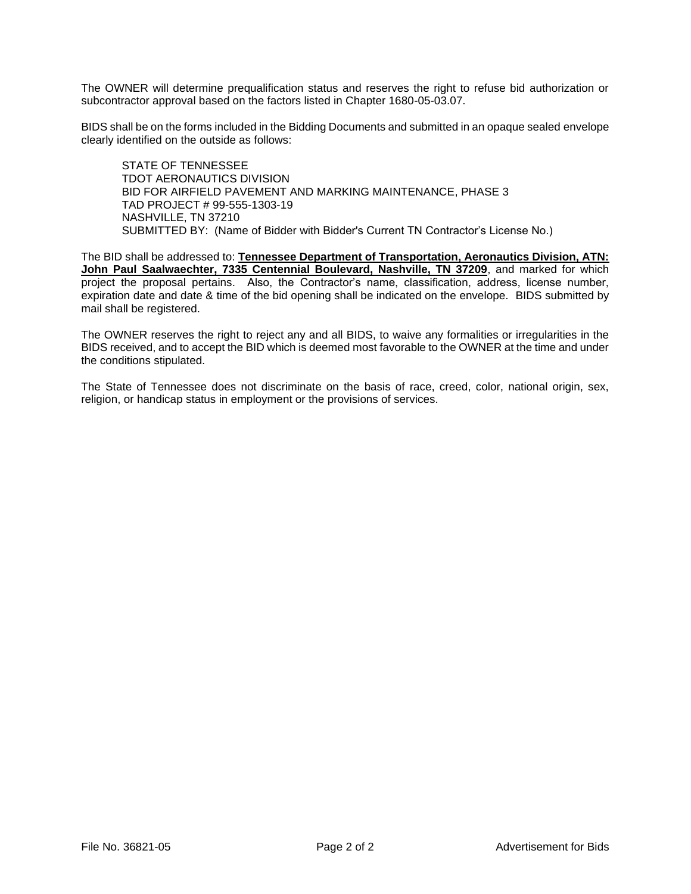The OWNER will determine prequalification status and reserves the right to refuse bid authorization or subcontractor approval based on the factors listed in Chapter 1680-05-03.07.

BIDS shall be on the forms included in the Bidding Documents and submitted in an opaque sealed envelope clearly identified on the outside as follows:

STATE OF TENNESSEE
TDOT AERONAUTICS DIVISION
BID FOR AIRFIELD PAVEMENT AND MARKING MAINTENANCE, PHASE 3
TAD PROJECT # 99-555-1303-19
NASHVILLE, TN 37210
SUBMITTED BY: (Name of Bidder with Bidder's Current TN Contractor's License No.)

The BID shall be addressed to: **Tennessee Department of Transportation, Aeronautics Division, ATN: John Paul Saalwaechter, 7335 Centennial Boulevard, Nashville, TN 37209**, and marked for which project the proposal pertains. Also, the Contractor's name, classification, address, license number, expiration date and date & time of the bid opening shall be indicated on the envelope. BIDS submitted by mail shall be registered.

The OWNER reserves the right to reject any and all BIDS, to waive any formalities or irregularities in the BIDS received, and to accept the BID which is deemed most favorable to the OWNER at the time and under the conditions stipulated.

The State of Tennessee does not discriminate on the basis of race, creed, color, national origin, sex, religion, or handicap status in employment or the provisions of services.